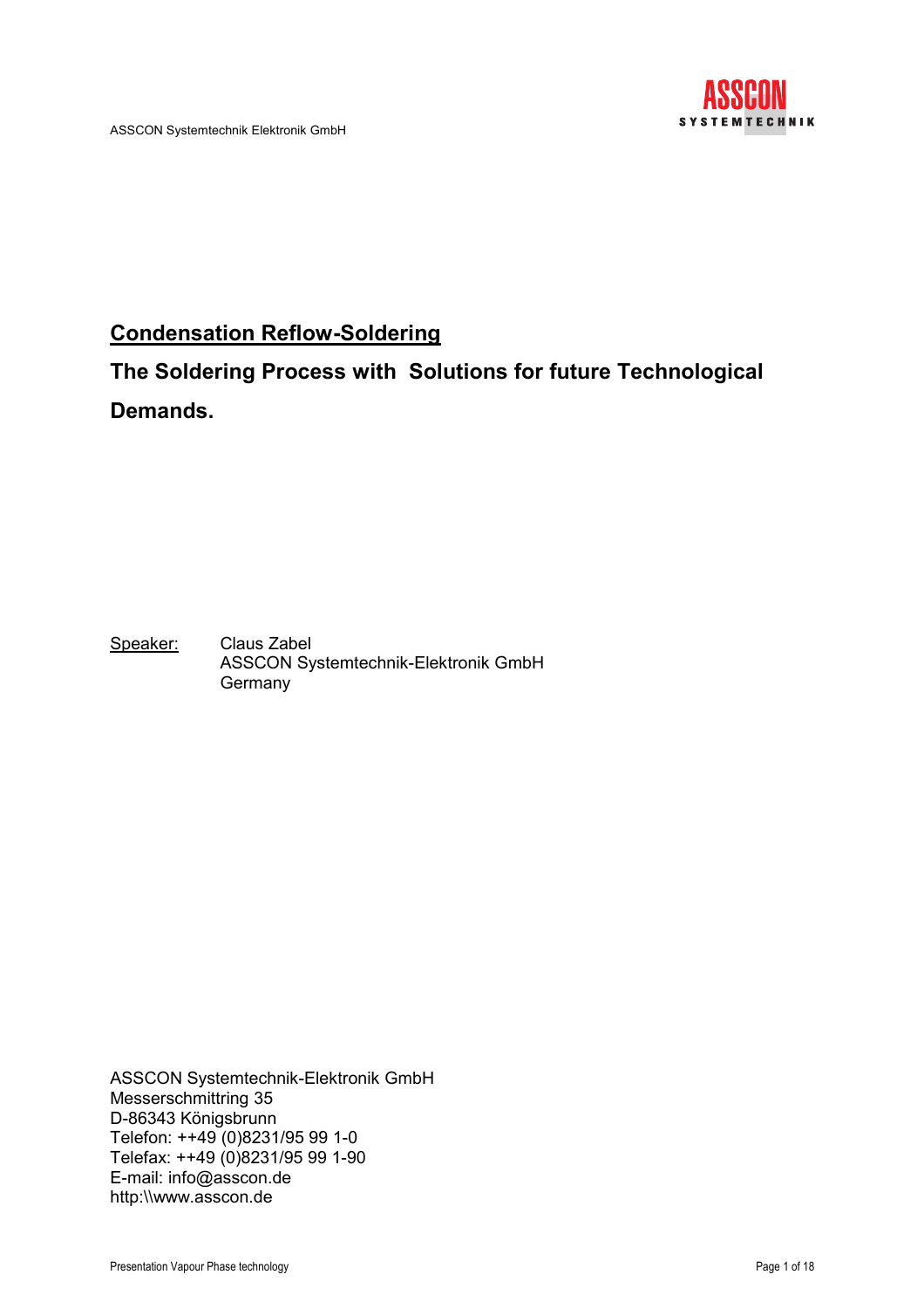ASSCON Systemtechnik Elektronik GmbH

# Condensation Reflow-Soldering

## The Soldering Process with Solutions for future Technological Demands.

Speaker: Claus Zabel
ASSCON Systemtechnik-Elektronik GmbH
Germany

ASSCON Systemtechnik-Elektronik GmbH
Messerschmittring 35
D-86343 Königsbrunn
Telefon: ++49 (0)8231/95 99 1-0
Telefax: ++49 (0)8231/95 99 1-90
E-mail: info@asscon.de
http:\\www.asscon.de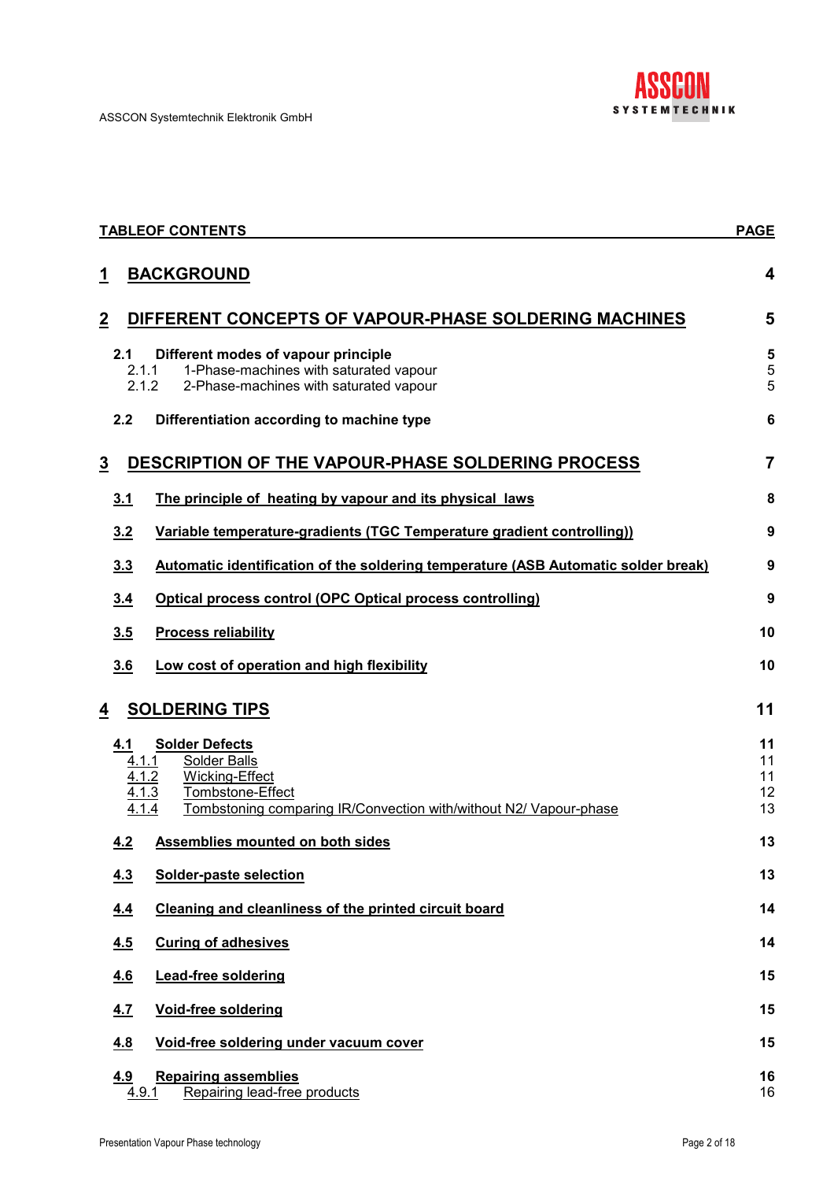**TABLEOF CONTENTS** | **PAGE**

| Section | Title | Page |
|---|---|---|
| **1** | **BACKGROUND** | **4** |
| **2** | **DIFFERENT CONCEPTS OF VAPOUR-PHASE SOLDERING MACHINES** | **5** |
| **2.1** | **Different modes of vapour principle** | **5** |
| 2.1.1 | 1-Phase-machines with saturated vapour | 5 |
| 2.1.2 | 2-Phase-machines with saturated vapour | 5 |
| **2.2** | **Differentiation according to machine type** | **6** |
| **3** | **DESCRIPTION OF THE VAPOUR-PHASE SOLDERING PROCESS** | **7** |
| **3.1** | **The principle of heating by vapour and its physical laws** | **8** |
| **3.2** | **Variable temperature-gradients (TGC Temperature gradient controlling))** | **9** |
| **3.3** | **Automatic identification of the soldering temperature (ASB Automatic solder break)** | **9** |
| **3.4** | **Optical process control (OPC Optical process controlling)** | **9** |
| **3.5** | **Process reliability** | **10** |
| **3.6** | **Low cost of operation and high flexibility** | **10** |
| **4** | **SOLDERING TIPS** | **11** |
| **4.1** | **Solder Defects** | **11** |
| 4.1.1 | Solder Balls | 11 |
| 4.1.2 | Wicking-Effect | 11 |
| 4.1.3 | Tombstone-Effect | 12 |
| 4.1.4 | Tombstoning comparing IR/Convection with/without N2/ Vapour-phase | 13 |
| **4.2** | **Assemblies mounted on both sides** | **13** |
| **4.3** | **Solder-paste selection** | **13** |
| **4.4** | **Cleaning and cleanliness of the printed circuit board** | **14** |
| **4.5** | **Curing of adhesives** | **14** |
| **4.6** | **Lead-free soldering** | **15** |
| **4.7** | **Void-free soldering** | **15** |
| **4.8** | **Void-free soldering under vacuum cover** | **15** |
| **4.9** | **Repairing assemblies** | **16** |
| 4.9.1 | Repairing lead-free products | 16 |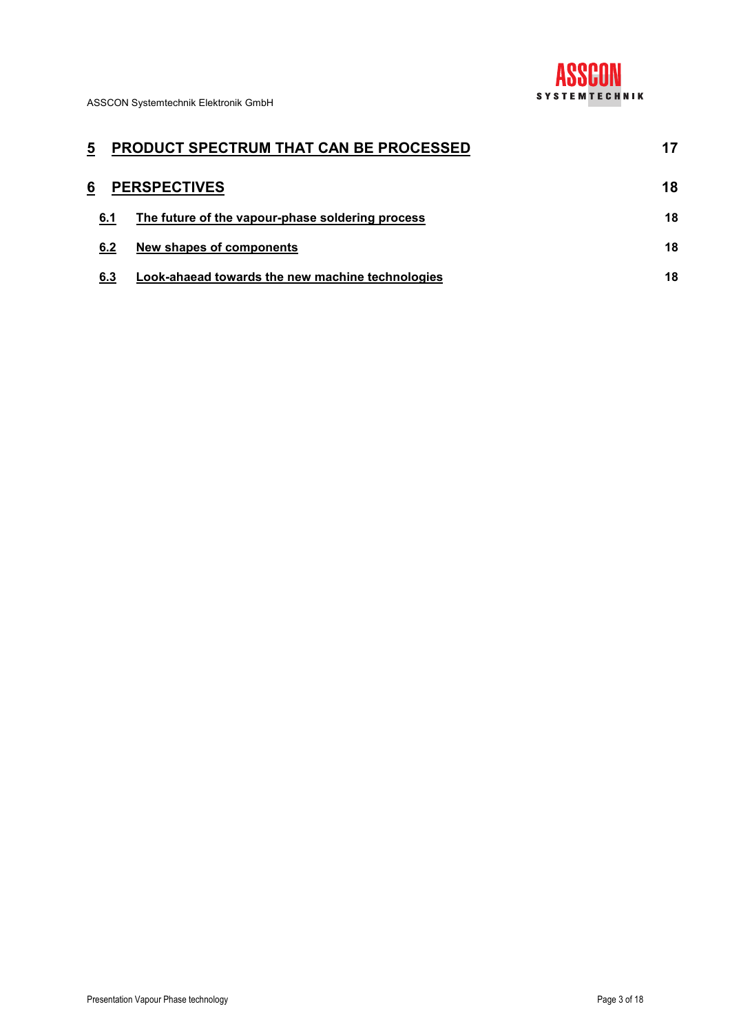| | | |
|---|---|---|
| **5** | **PRODUCT SPECTRUM THAT CAN BE PROCESSED** | **17** |
| **6** | **PERSPECTIVES** | **18** |
| **6.1** | **The future of the vapour-phase soldering process** | **18** |
| **6.2** | **New shapes of components** | **18** |
| **6.3** | **Look-ahaead towards the new machine technologies** | **18** |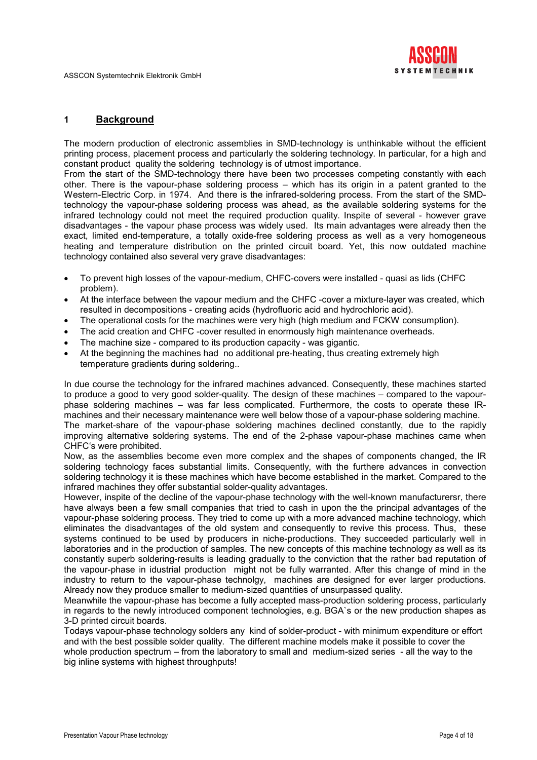## 1 Background

The modern production of electronic assemblies in SMD-technology is unthinkable without the efficient printing process, placement process and particularly the soldering technology. In particular, for a high and constant product quality the soldering technology is of utmost importance.
From the start of the SMD-technology there have been two processes competing constantly with each other. There is the vapour-phase soldering process – which has its origin in a patent granted to the Western-Electric Corp. in 1974. And there is the infrared-soldering process. From the start of the SMD-technology the vapour-phase soldering process was ahead, as the available soldering systems for the infrared technology could not meet the required production quality. Inspite of several - however grave disadvantages - the vapour phase process was widely used. Its main advantages were already then the exact, limited end-temperature, a totally oxide-free soldering process as well as a very homogeneous heating and temperature distribution on the printed circuit board. Yet, this now outdated machine technology contained also several very grave disadvantages:

- To prevent high losses of the vapour-medium, CHFC-covers were installed - quasi as lids (CHFC problem).
- At the interface between the vapour medium and the CHFC -cover a mixture-layer was created, which resulted in decompositions - creating acids (hydrofluoric acid and hydrochloric acid).
- The operational costs for the machines were very high (high medium and FCKW consumption).
- The acid creation and CHFC -cover resulted in enormously high maintenance overheads.
- The machine size - compared to its production capacity - was gigantic.
- At the beginning the machines had no additional pre-heating, thus creating extremely high temperature gradients during soldering..

In due course the technology for the infrared machines advanced. Consequently, these machines started to produce a good to very good solder-quality. The design of these machines – compared to the vapour-phase soldering machines – was far less complicated. Furthermore, the costs to operate these IR-machines and their necessary maintenance were well below those of a vapour-phase soldering machine.
The market-share of the vapour-phase soldering machines declined constantly, due to the rapidly improving alternative soldering systems. The end of the 2-phase vapour-phase machines came when CHFC's were prohibited.
Now, as the assemblies become even more complex and the shapes of components changed, the IR soldering technology faces substantial limits. Consequently, with the furthere advances in convection soldering technology it is these machines which have become established in the market. Compared to the infrared machines they offer substantial solder-quality advantages.
However, inspite of the decline of the vapour-phase technology with the well-known manufacturersr, there have always been a few small companies that tried to cash in upon the the principal advantages of the vapour-phase soldering process. They tried to come up with a more advanced machine technology, which eliminates the disadvantages of the old system and consequently to revive this process. Thus, these systems continued to be used by producers in niche-productions. They succeeded particularly well in laboratories and in the production of samples. The new concepts of this machine technology as well as its constantly superb soldering-results is leading gradually to the conviction that the rather bad reputation of the vapour-phase in idustrial production might not be fully warranted. After this change of mind in the industry to return to the vapour-phase technolgy, machines are designed for ever larger productions. Already now they produce smaller to medium-sized quantities of unsurpassed quality.
Meanwhile the vapour-phase has become a fully accepted mass-production soldering process, particularly in regards to the newly introduced component technologies, e.g. BGA`s or the new production shapes as 3-D printed circuit boards.
Todays vapour-phase technology solders any kind of solder-product - with minimum expenditure or effort and with the best possible solder quality. The different machine models make it possible to cover the whole production spectrum – from the laboratory to small and medium-sized series - all the way to the big inline systems with highest throughputs!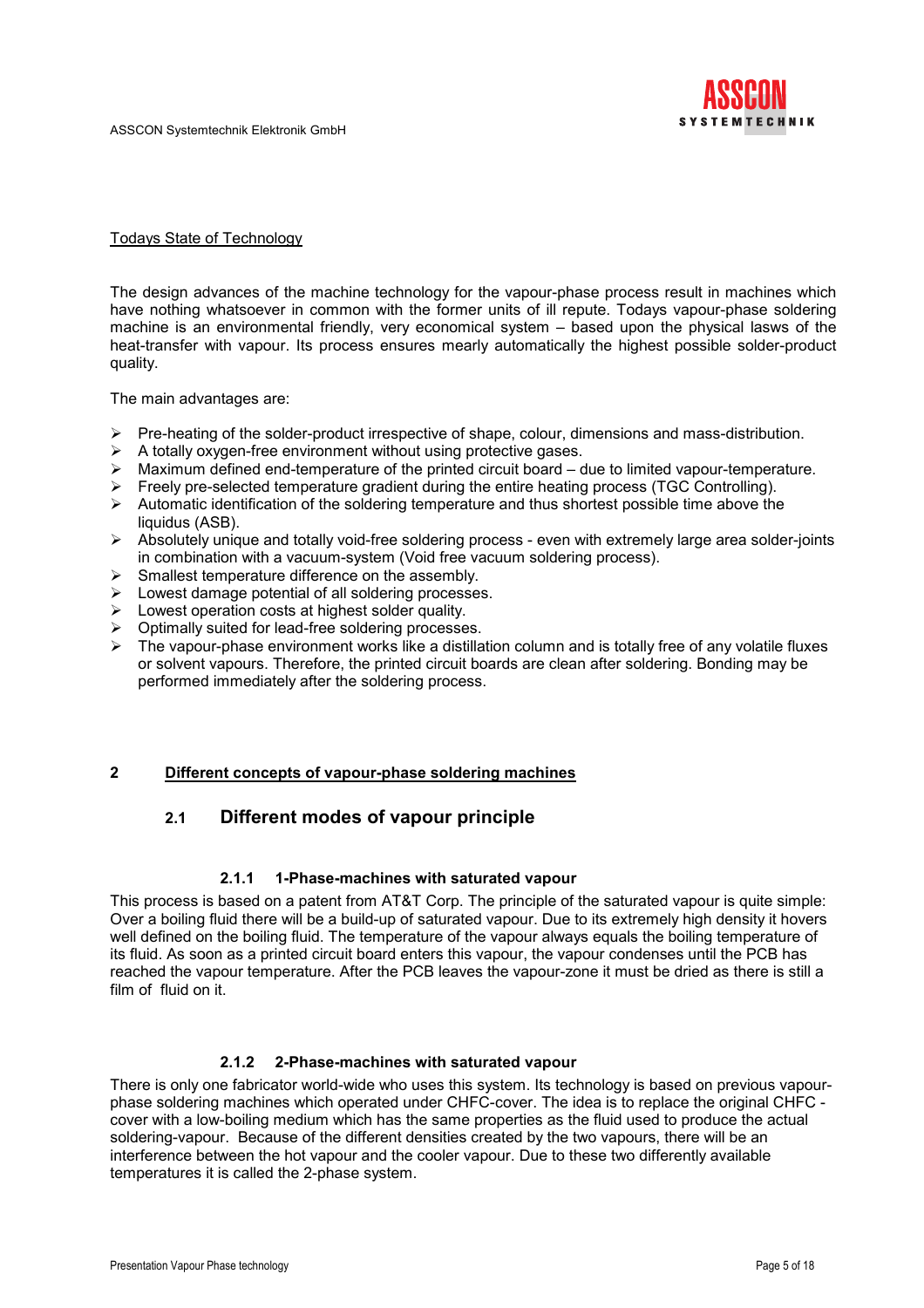Todays State of Technology

The design advances of the machine technology for the vapour-phase process result in machines which have nothing whatsoever in common with the former units of ill repute. Todays vapour-phase soldering machine is an environmental friendly, very economical system – based upon the physical lasws of the heat-transfer with vapour. Its process ensures mearly automatically the highest possible solder-product quality.

The main advantages are:

- Pre-heating of the solder-product irrespective of shape, colour, dimensions and mass-distribution.
- A totally oxygen-free environment without using protective gases.
- Maximum defined end-temperature of the printed circuit board – due to limited vapour-temperature.
- Freely pre-selected temperature gradient during the entire heating process (TGC Controlling).
- Automatic identification of the soldering temperature and thus shortest possible time above the liquidus (ASB).
- Absolutely unique and totally void-free soldering process - even with extremely large area solder-joints in combination with a vacuum-system (Void free vacuum soldering process).
- Smallest temperature difference on the assembly.
- Lowest damage potential of all soldering processes.
- Lowest operation costs at highest solder quality.
- Optimally suited for lead-free soldering processes.
- The vapour-phase environment works like a distillation column and is totally free of any volatile fluxes or solvent vapours. Therefore, the printed circuit boards are clean after soldering. Bonding may be performed immediately after the soldering process.

# 2 Different concepts of vapour-phase soldering machines

## 2.1 Different modes of vapour principle

### 2.1.1 1-Phase-machines with saturated vapour

This process is based on a patent from AT&T Corp. The principle of the saturated vapour is quite simple: Over a boiling fluid there will be a build-up of saturated vapour. Due to its extremely high density it hovers well defined on the boiling fluid. The temperature of the vapour always equals the boiling temperature of its fluid. As soon as a printed circuit board enters this vapour, the vapour condenses until the PCB has reached the vapour temperature. After the PCB leaves the vapour-zone it must be dried as there is still a film of fluid on it.

### 2.1.2 2-Phase-machines with saturated vapour

There is only one fabricator world-wide who uses this system. Its technology is based on previous vapour-phase soldering machines which operated under CHFC-cover. The idea is to replace the original CHFC - cover with a low-boiling medium which has the same properties as the fluid used to produce the actual soldering-vapour. Because of the different densities created by the two vapours, there will be an interference between the hot vapour and the cooler vapour. Due to these two differently available temperatures it is called the 2-phase system.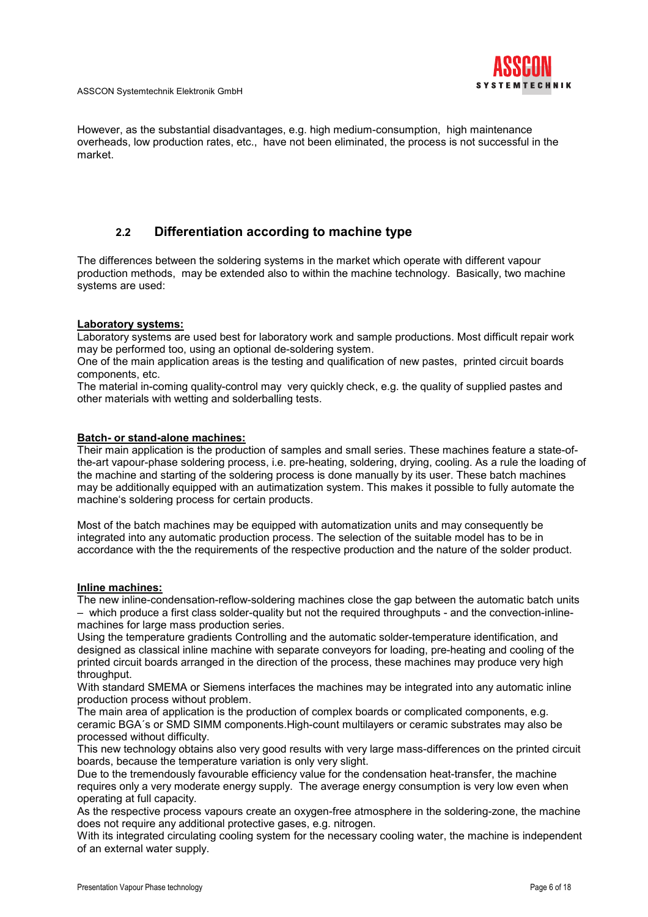However, as the substantial disadvantages, e.g. high medium-consumption, high maintenance overheads, low production rates, etc., have not been eliminated, the process is not successful in the market.

## 2.2 Differentiation according to machine type

The differences between the soldering systems in the market which operate with different vapour production methods, may be extended also to within the machine technology. Basically, two machine systems are used:

**Laboratory systems:**

Laboratory systems are used best for laboratory work and sample productions. Most difficult repair work may be performed too, using an optional de-soldering system.

One of the main application areas is the testing and qualification of new pastes, printed circuit boards components, etc.

The material in-coming quality-control may very quickly check, e.g. the quality of supplied pastes and other materials with wetting and solderballing tests.

**Batch- or stand-alone machines:**

Their main application is the production of samples and small series. These machines feature a state-of-the-art vapour-phase soldering process, i.e. pre-heating, soldering, drying, cooling. As a rule the loading of the machine and starting of the soldering process is done manually by its user. These batch machines may be additionally equipped with an autimatization system. This makes it possible to fully automate the machine's soldering process for certain products.

Most of the batch machines may be equipped with automatization units and may consequently be integrated into any automatic production process. The selection of the suitable model has to be in accordance with the the requirements of the respective production and the nature of the solder product.

**Inline machines:**

The new inline-condensation-reflow-soldering machines close the gap between the automatic batch units – which produce a first class solder-quality but not the required throughputs - and the convection-inline-machines for large mass production series.

Using the temperature gradients Controlling and the automatic solder-temperature identification, and designed as classical inline machine with separate conveyors for loading, pre-heating and cooling of the printed circuit boards arranged in the direction of the process, these machines may produce very high throughput.

With standard SMEMA or Siemens interfaces the machines may be integrated into any automatic inline production process without problem.

The main area of application is the production of complex boards or complicated components, e.g. ceramic BGA´s or SMD SIMM components.High-count multilayers or ceramic substrates may also be processed without difficulty.

This new technology obtains also very good results with very large mass-differences on the printed circuit boards, because the temperature variation is only very slight.

Due to the tremendously favourable efficiency value for the condensation heat-transfer, the machine requires only a very moderate energy supply. The average energy consumption is very low even when operating at full capacity.

As the respective process vapours create an oxygen-free atmosphere in the soldering-zone, the machine does not require any additional protective gases, e.g. nitrogen.

With its integrated circulating cooling system for the necessary cooling water, the machine is independent of an external water supply.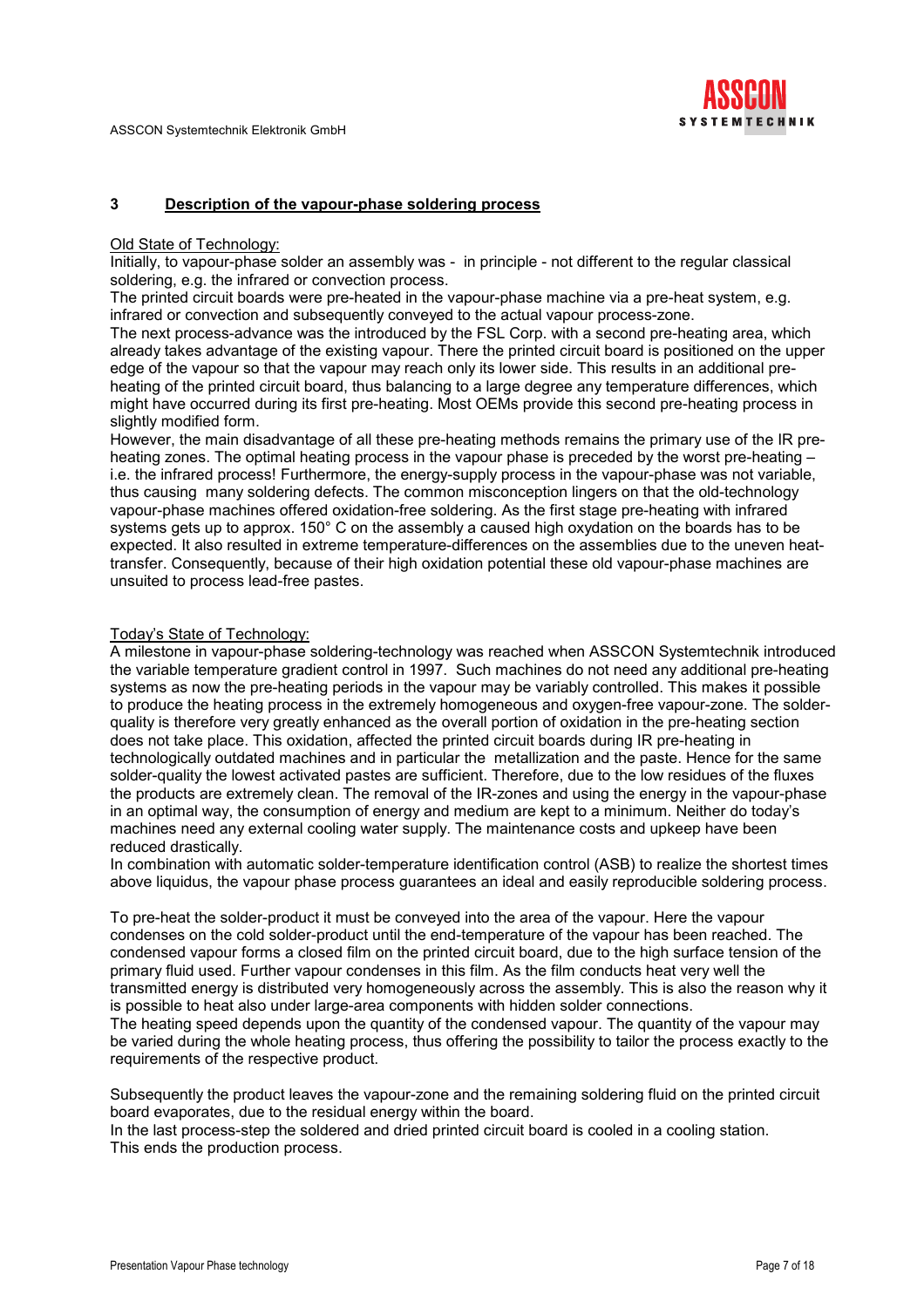## 3 Description of the vapour-phase soldering process

Old State of Technology:

Initially, to vapour-phase solder an assembly was - in principle - not different to the regular classical soldering, e.g. the infrared or convection process.
The printed circuit boards were pre-heated in the vapour-phase machine via a pre-heat system, e.g. infrared or convection and subsequently conveyed to the actual vapour process-zone.
The next process-advance was the introduced by the FSL Corp. with a second pre-heating area, which already takes advantage of the existing vapour. There the printed circuit board is positioned on the upper edge of the vapour so that the vapour may reach only its lower side. This results in an additional pre-heating of the printed circuit board, thus balancing to a large degree any temperature differences, which might have occurred during its first pre-heating. Most OEMs provide this second pre-heating process in slightly modified form.
However, the main disadvantage of all these pre-heating methods remains the primary use of the IR pre-heating zones. The optimal heating process in the vapour phase is preceded by the worst pre-heating – i.e. the infrared process! Furthermore, the energy-supply process in the vapour-phase was not variable, thus causing many soldering defects. The common misconception lingers on that the old-technology vapour-phase machines offered oxidation-free soldering. As the first stage pre-heating with infrared systems gets up to approx. 150° C on the assembly a caused high oxydation on the boards has to be expected. It also resulted in extreme temperature-differences on the assemblies due to the uneven heat-transfer. Consequently, because of their high oxidation potential these old vapour-phase machines are unsuited to process lead-free pastes.

Today's State of Technology:

A milestone in vapour-phase soldering-technology was reached when ASSCON Systemtechnik introduced the variable temperature gradient control in 1997. Such machines do not need any additional pre-heating systems as now the pre-heating periods in the vapour may be variably controlled. This makes it possible to produce the heating process in the extremely homogeneous and oxygen-free vapour-zone. The solder-quality is therefore very greatly enhanced as the overall portion of oxidation in the pre-heating section does not take place. This oxidation, affected the printed circuit boards during IR pre-heating in technologically outdated machines and in particular the metallization and the paste. Hence for the same solder-quality the lowest activated pastes are sufficient. Therefore, due to the low residues of the fluxes the products are extremely clean. The removal of the IR-zones and using the energy in the vapour-phase in an optimal way, the consumption of energy and medium are kept to a minimum. Neither do today's machines need any external cooling water supply. The maintenance costs and upkeep have been reduced drastically.
In combination with automatic solder-temperature identification control (ASB) to realize the shortest times above liquidus, the vapour phase process guarantees an ideal and easily reproducible soldering process.

To pre-heat the solder-product it must be conveyed into the area of the vapour. Here the vapour condenses on the cold solder-product until the end-temperature of the vapour has been reached. The condensed vapour forms a closed film on the printed circuit board, due to the high surface tension of the primary fluid used. Further vapour condenses in this film. As the film conducts heat very well the transmitted energy is distributed very homogeneously across the assembly. This is also the reason why it is possible to heat also under large-area components with hidden solder connections.
The heating speed depends upon the quantity of the condensed vapour. The quantity of the vapour may be varied during the whole heating process, thus offering the possibility to tailor the process exactly to the requirements of the respective product.

Subsequently the product leaves the vapour-zone and the remaining soldering fluid on the printed circuit board evaporates, due to the residual energy within the board.
In the last process-step the soldered and dried printed circuit board is cooled in a cooling station.
This ends the production process.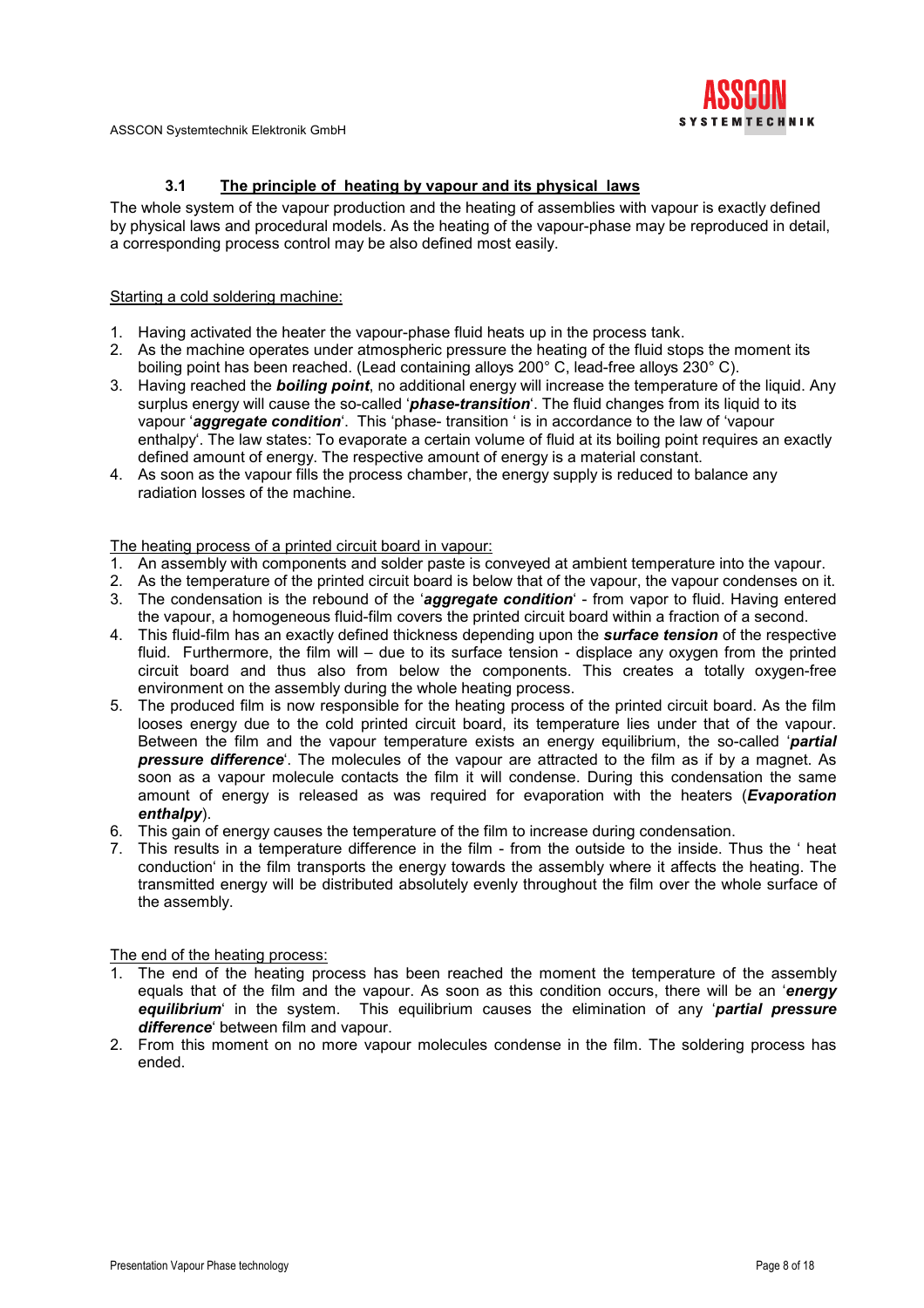### 3.1 The principle of heating by vapour and its physical laws

The whole system of the vapour production and the heating of assemblies with vapour is exactly defined by physical laws and procedural models. As the heating of the vapour-phase may be reproduced in detail, a corresponding process control may be also defined most easily.

Starting a cold soldering machine:

1. Having activated the heater the vapour-phase fluid heats up in the process tank.
2. As the machine operates under atmospheric pressure the heating of the fluid stops the moment its boiling point has been reached. (Lead containing alloys 200° C, lead-free alloys 230° C).
3. Having reached the ***boiling point***, no additional energy will increase the temperature of the liquid. Any surplus energy will cause the so-called '***phase-transition***'. The fluid changes from its liquid to its vapour '***aggregate condition***'. This 'phase- transition ' is in accordance to the law of 'vapour enthalpy'. The law states: To evaporate a certain volume of fluid at its boiling point requires an exactly defined amount of energy. The respective amount of energy is a material constant.
4. As soon as the vapour fills the process chamber, the energy supply is reduced to balance any radiation losses of the machine.

The heating process of a printed circuit board in vapour:

1. An assembly with components and solder paste is conveyed at ambient temperature into the vapour.
2. As the temperature of the printed circuit board is below that of the vapour, the vapour condenses on it.
3. The condensation is the rebound of the '***aggregate condition***' - from vapor to fluid. Having entered the vapour, a homogeneous fluid-film covers the printed circuit board within a fraction of a second.
4. This fluid-film has an exactly defined thickness depending upon the ***surface tension*** of the respective fluid. Furthermore, the film will – due to its surface tension - displace any oxygen from the printed circuit board and thus also from below the components. This creates a totally oxygen-free environment on the assembly during the whole heating process.
5. The produced film is now responsible for the heating process of the printed circuit board. As the film looses energy due to the cold printed circuit board, its temperature lies under that of the vapour. Between the film and the vapour temperature exists an energy equilibrium, the so-called '***partial pressure difference***'. The molecules of the vapour are attracted to the film as if by a magnet. As soon as a vapour molecule contacts the film it will condense. During this condensation the same amount of energy is released as was required for evaporation with the heaters (***Evaporation enthalpy***).
6. This gain of energy causes the temperature of the film to increase during condensation.
7. This results in a temperature difference in the film - from the outside to the inside. Thus the ' heat conduction' in the film transports the energy towards the assembly where it affects the heating. The transmitted energy will be distributed absolutely evenly throughout the film over the whole surface of the assembly.

The end of the heating process:

1. The end of the heating process has been reached the moment the temperature of the assembly equals that of the film and the vapour. As soon as this condition occurs, there will be an '***energy equilibrium***' in the system. This equilibrium causes the elimination of any '***partial pressure difference***' between film and vapour.
2. From this moment on no more vapour molecules condense in the film. The soldering process has ended.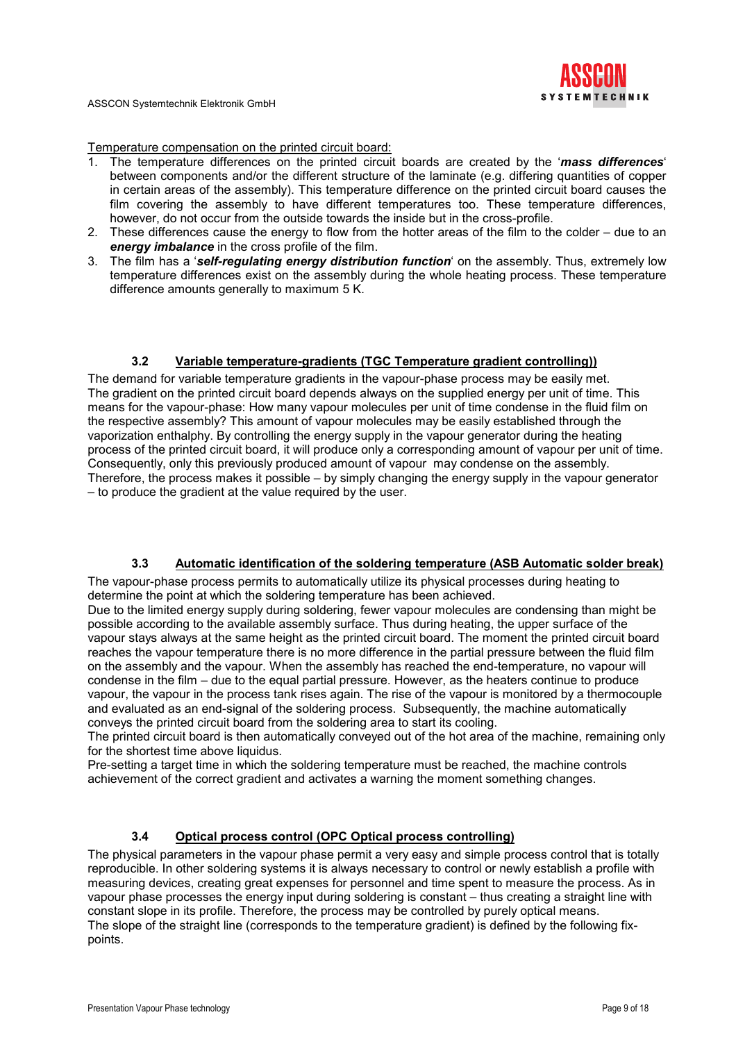Temperature compensation on the printed circuit board:

1. The temperature differences on the printed circuit boards are created by the '***mass differences***' between components and/or the different structure of the laminate (e.g. differing quantities of copper in certain areas of the assembly). This temperature difference on the printed circuit board causes the film covering the assembly to have different temperatures too. These temperature differences, however, do not occur from the outside towards the inside but in the cross-profile.
2. These differences cause the energy to flow from the hotter areas of the film to the colder – due to an ***energy imbalance*** in the cross profile of the film.
3. The film has a '***self-regulating energy distribution function***' on the assembly. Thus, extremely low temperature differences exist on the assembly during the whole heating process. These temperature difference amounts generally to maximum 5 K.

### 3.2 Variable temperature-gradients (TGC Temperature gradient controlling))

The demand for variable temperature gradients in the vapour-phase process may be easily met. The gradient on the printed circuit board depends always on the supplied energy per unit of time. This means for the vapour-phase: How many vapour molecules per unit of time condense in the fluid film on the respective assembly? This amount of vapour molecules may be easily established through the vaporization enthalphy. By controlling the energy supply in the vapour generator during the heating process of the printed circuit board, it will produce only a corresponding amount of vapour per unit of time. Consequently, only this previously produced amount of vapour may condense on the assembly. Therefore, the process makes it possible – by simply changing the energy supply in the vapour generator – to produce the gradient at the value required by the user.

### 3.3 Automatic identification of the soldering temperature (ASB Automatic solder break)

The vapour-phase process permits to automatically utilize its physical processes during heating to determine the point at which the soldering temperature has been achieved.
Due to the limited energy supply during soldering, fewer vapour molecules are condensing than might be possible according to the available assembly surface. Thus during heating, the upper surface of the vapour stays always at the same height as the printed circuit board. The moment the printed circuit board reaches the vapour temperature there is no more difference in the partial pressure between the fluid film on the assembly and the vapour. When the assembly has reached the end-temperature, no vapour will condense in the film – due to the equal partial pressure. However, as the heaters continue to produce vapour, the vapour in the process tank rises again. The rise of the vapour is monitored by a thermocouple and evaluated as an end-signal of the soldering process. Subsequently, the machine automatically conveys the printed circuit board from the soldering area to start its cooling.
The printed circuit board is then automatically conveyed out of the hot area of the machine, remaining only for the shortest time above liquidus.
Pre-setting a target time in which the soldering temperature must be reached, the machine controls achievement of the correct gradient and activates a warning the moment something changes.

### 3.4 Optical process control (OPC Optical process controlling)

The physical parameters in the vapour phase permit a very easy and simple process control that is totally reproducible. In other soldering systems it is always necessary to control or newly establish a profile with measuring devices, creating great expenses for personnel and time spent to measure the process. As in vapour phase processes the energy input during soldering is constant – thus creating a straight line with constant slope in its profile. Therefore, the process may be controlled by purely optical means.
The slope of the straight line (corresponds to the temperature gradient) is defined by the following fix-points.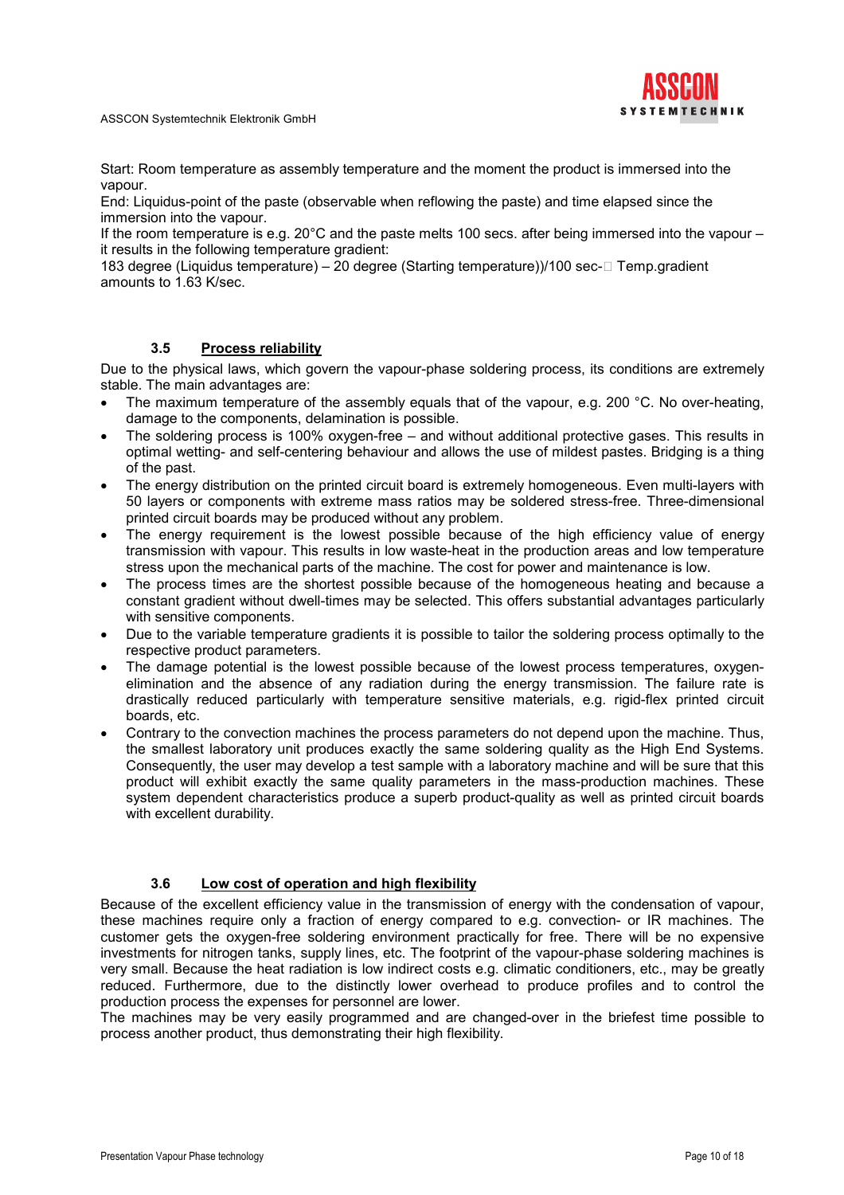Start: Room temperature as assembly temperature and the moment the product is immersed into the vapour.

End: Liquidus-point of the paste (observable when reflowing the paste) and time elapsed since the immersion into the vapour.

If the room temperature is e.g. 20°C and the paste melts 100 secs. after being immersed into the vapour – it results in the following temperature gradient:

183 degree (Liquidus temperature) – 20 degree (Starting temperature))/100 sec- Temp.gradient amounts to 1.63 K/sec.

### 3.5 Process reliability

Due to the physical laws, which govern the vapour-phase soldering process, its conditions are extremely stable. The main advantages are:

- The maximum temperature of the assembly equals that of the vapour, e.g. 200 °C. No over-heating, damage to the components, delamination is possible.
- The soldering process is 100% oxygen-free – and without additional protective gases. This results in optimal wetting- and self-centering behaviour and allows the use of mildest pastes. Bridging is a thing of the past.
- The energy distribution on the printed circuit board is extremely homogeneous. Even multi-layers with 50 layers or components with extreme mass ratios may be soldered stress-free. Three-dimensional printed circuit boards may be produced without any problem.
- The energy requirement is the lowest possible because of the high efficiency value of energy transmission with vapour. This results in low waste-heat in the production areas and low temperature stress upon the mechanical parts of the machine. The cost for power and maintenance is low.
- The process times are the shortest possible because of the homogeneous heating and because a constant gradient without dwell-times may be selected. This offers substantial advantages particularly with sensitive components.
- Due to the variable temperature gradients it is possible to tailor the soldering process optimally to the respective product parameters.
- The damage potential is the lowest possible because of the lowest process temperatures, oxygen-elimination and the absence of any radiation during the energy transmission. The failure rate is drastically reduced particularly with temperature sensitive materials, e.g. rigid-flex printed circuit boards, etc.
- Contrary to the convection machines the process parameters do not depend upon the machine. Thus, the smallest laboratory unit produces exactly the same soldering quality as the High End Systems. Consequently, the user may develop a test sample with a laboratory machine and will be sure that this product will exhibit exactly the same quality parameters in the mass-production machines. These system dependent characteristics produce a superb product-quality as well as printed circuit boards with excellent durability.

### 3.6 Low cost of operation and high flexibility

Because of the excellent efficiency value in the transmission of energy with the condensation of vapour, these machines require only a fraction of energy compared to e.g. convection- or IR machines. The customer gets the oxygen-free soldering environment practically for free. There will be no expensive investments for nitrogen tanks, supply lines, etc. The footprint of the vapour-phase soldering machines is very small. Because the heat radiation is low indirect costs e.g. climatic conditioners, etc., may be greatly reduced. Furthermore, due to the distinctly lower overhead to produce profiles and to control the production process the expenses for personnel are lower.

The machines may be very easily programmed and are changed-over in the briefest time possible to process another product, thus demonstrating their high flexibility.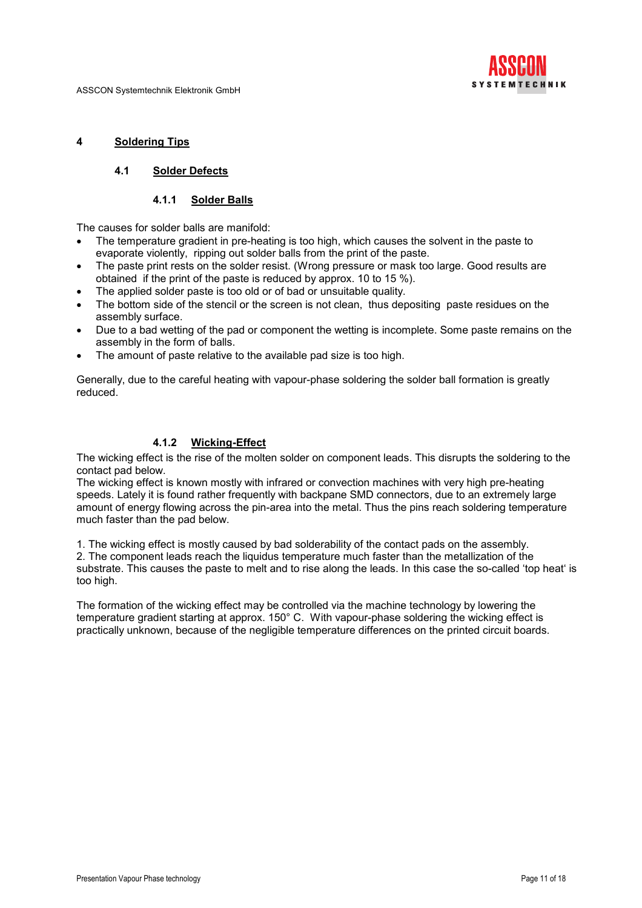# 4 Soldering Tips

## 4.1 Solder Defects

### 4.1.1 Solder Balls

The causes for solder balls are manifold:

- The temperature gradient in pre-heating is too high, which causes the solvent in the paste to evaporate violently, ripping out solder balls from the print of the paste.
- The paste print rests on the solder resist. (Wrong pressure or mask too large. Good results are obtained if the print of the paste is reduced by approx. 10 to 15 %).
- The applied solder paste is too old or of bad or unsuitable quality.
- The bottom side of the stencil or the screen is not clean, thus depositing paste residues on the assembly surface.
- Due to a bad wetting of the pad or component the wetting is incomplete. Some paste remains on the assembly in the form of balls.
- The amount of paste relative to the available pad size is too high.

Generally, due to the careful heating with vapour-phase soldering the solder ball formation is greatly reduced.

### 4.1.2 Wicking-Effect

The wicking effect is the rise of the molten solder on component leads. This disrupts the soldering to the contact pad below.
The wicking effect is known mostly with infrared or convection machines with very high pre-heating speeds. Lately it is found rather frequently with backpane SMD connectors, due to an extremely large amount of energy flowing across the pin-area into the metal. Thus the pins reach soldering temperature much faster than the pad below.

1. The wicking effect is mostly caused by bad solderability of the contact pads on the assembly.
2. The component leads reach the liquidus temperature much faster than the metallization of the substrate. This causes the paste to melt and to rise along the leads. In this case the so-called 'top heat' is too high.

The formation of the wicking effect may be controlled via the machine technology by lowering the temperature gradient starting at approx. 150° C. With vapour-phase soldering the wicking effect is practically unknown, because of the negligible temperature differences on the printed circuit boards.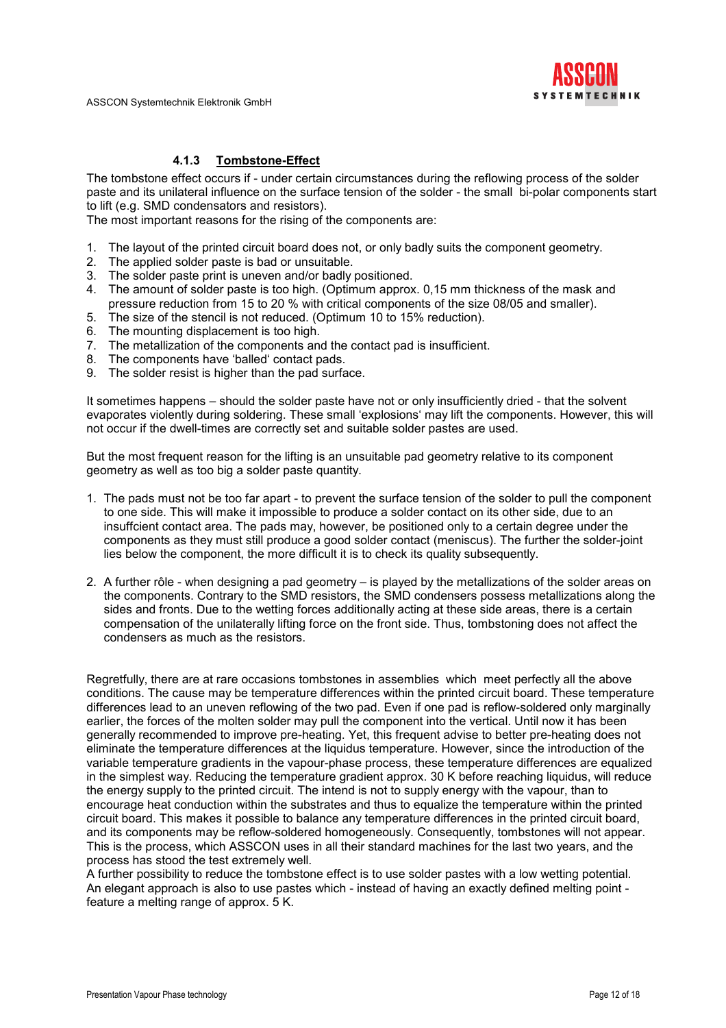#### 4.1.3 Tombstone-Effect

The tombstone effect occurs if - under certain circumstances during the reflowing process of the solder paste and its unilateral influence on the surface tension of the solder - the small bi-polar components start to lift (e.g. SMD condensators and resistors).
The most important reasons for the rising of the components are:

1. The layout of the printed circuit board does not, or only badly suits the component geometry.
2. The applied solder paste is bad or unsuitable.
3. The solder paste print is uneven and/or badly positioned.
4. The amount of solder paste is too high. (Optimum approx. 0,15 mm thickness of the mask and pressure reduction from 15 to 20 % with critical components of the size 08/05 and smaller).
5. The size of the stencil is not reduced. (Optimum 10 to 15% reduction).
6. The mounting displacement is too high.
7. The metallization of the components and the contact pad is insufficient.
8. The components have 'balled' contact pads.
9. The solder resist is higher than the pad surface.

It sometimes happens – should the solder paste have not or only insufficiently dried - that the solvent evaporates violently during soldering. These small 'explosions' may lift the components. However, this will not occur if the dwell-times are correctly set and suitable solder pastes are used.

But the most frequent reason for the lifting is an unsuitable pad geometry relative to its component geometry as well as too big a solder paste quantity.

1. The pads must not be too far apart - to prevent the surface tension of the solder to pull the component to one side. This will make it impossible to produce a solder contact on its other side, due to an insuffcient contact area. The pads may, however, be positioned only to a certain degree under the components as they must still produce a good solder contact (meniscus). The further the solder-joint lies below the component, the more difficult it is to check its quality subsequently.

2. A further rôle - when designing a pad geometry – is played by the metallizations of the solder areas on the components. Contrary to the SMD resistors, the SMD condensers possess metallizations along the sides and fronts. Due to the wetting forces additionally acting at these side areas, there is a certain compensation of the unilaterally lifting force on the front side. Thus, tombstoning does not affect the condensers as much as the resistors.

Regretfully, there are at rare occasions tombstones in assemblies which meet perfectly all the above conditions. The cause may be temperature differences within the printed circuit board. These temperature differences lead to an uneven reflowing of the two pad. Even if one pad is reflow-soldered only marginally earlier, the forces of the molten solder may pull the component into the vertical. Until now it has been generally recommended to improve pre-heating. Yet, this frequent advise to better pre-heating does not eliminate the temperature differences at the liquidus temperature. However, since the introduction of the variable temperature gradients in the vapour-phase process, these temperature differences are equalized in the simplest way. Reducing the temperature gradient approx. 30 K before reaching liquidus, will reduce the energy supply to the printed circuit. The intend is not to supply energy with the vapour, than to encourage heat conduction within the substrates and thus to equalize the temperature within the printed circuit board. This makes it possible to balance any temperature differences in the printed circuit board, and its components may be reflow-soldered homogeneously. Consequently, tombstones will not appear. This is the process, which ASSCON uses in all their standard machines for the last two years, and the process has stood the test extremely well.
A further possibility to reduce the tombstone effect is to use solder pastes with a low wetting potential. An elegant approach is also to use pastes which - instead of having an exactly defined melting point - feature a melting range of approx. 5 K.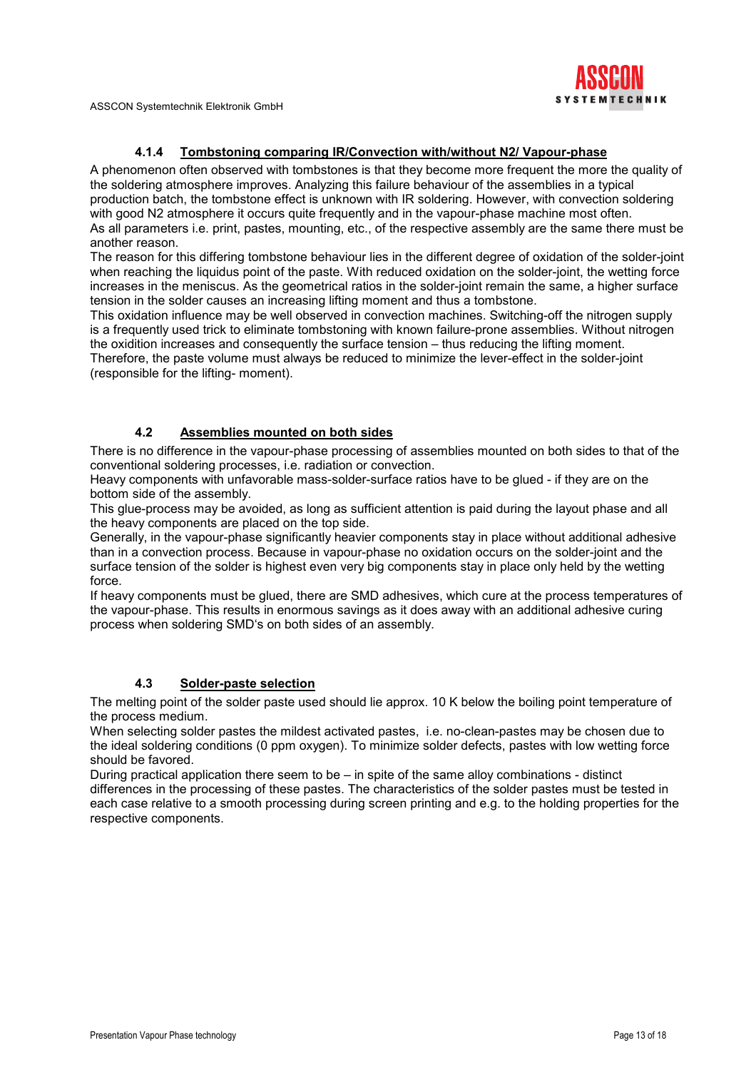### 4.1.4 Tombstoning comparing IR/Convection with/without N2/ Vapour-phase

A phenomenon often observed with tombstones is that they become more frequent the more the quality of the soldering atmosphere improves. Analyzing this failure behaviour of the assemblies in a typical production batch, the tombstone effect is unknown with IR soldering. However, with convection soldering with good N2 atmosphere it occurs quite frequently and in the vapour-phase machine most often.
As all parameters i.e. print, pastes, mounting, etc., of the respective assembly are the same there must be another reason.
The reason for this differing tombstone behaviour lies in the different degree of oxidation of the solder-joint when reaching the liquidus point of the paste. With reduced oxidation on the solder-joint, the wetting force increases in the meniscus. As the geometrical ratios in the solder-joint remain the same, a higher surface tension in the solder causes an increasing lifting moment and thus a tombstone.
This oxidation influence may be well observed in convection machines. Switching-off the nitrogen supply is a frequently used trick to eliminate tombstoning with known failure-prone assemblies. Without nitrogen the oxidition increases and consequently the surface tension – thus reducing the lifting moment.
Therefore, the paste volume must always be reduced to minimize the lever-effect in the solder-joint (responsible for the lifting- moment).

## 4.2 Assemblies mounted on both sides

There is no difference in the vapour-phase processing of assemblies mounted on both sides to that of the conventional soldering processes, i.e. radiation or convection.
Heavy components with unfavorable mass-solder-surface ratios have to be glued - if they are on the bottom side of the assembly.
This glue-process may be avoided, as long as sufficient attention is paid during the layout phase and all the heavy components are placed on the top side.
Generally, in the vapour-phase significantly heavier components stay in place without additional adhesive than in a convection process. Because in vapour-phase no oxidation occurs on the solder-joint and the surface tension of the solder is highest even very big components stay in place only held by the wetting force.
If heavy components must be glued, there are SMD adhesives, which cure at the process temperatures of the vapour-phase. This results in enormous savings as it does away with an additional adhesive curing process when soldering SMD's on both sides of an assembly.

## 4.3 Solder-paste selection

The melting point of the solder paste used should lie approx. 10 K below the boiling point temperature of the process medium.
When selecting solder pastes the mildest activated pastes, i.e. no-clean-pastes may be chosen due to the ideal soldering conditions (0 ppm oxygen). To minimize solder defects, pastes with low wetting force should be favored.
During practical application there seem to be – in spite of the same alloy combinations - distinct differences in the processing of these pastes. The characteristics of the solder pastes must be tested in each case relative to a smooth processing during screen printing and e.g. to the holding properties for the respective components.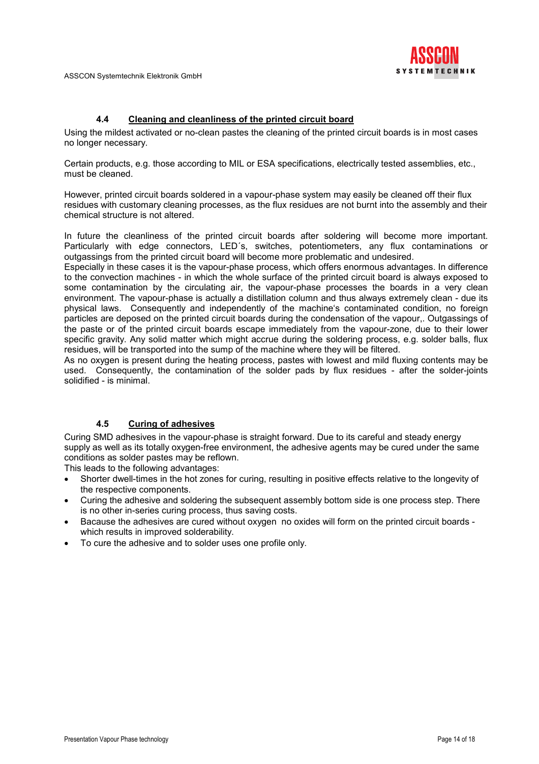### 4.4 Cleaning and cleanliness of the printed circuit board

Using the mildest activated or no-clean pastes the cleaning of the printed circuit boards is in most cases no longer necessary.

Certain products, e.g. those according to MIL or ESA specifications, electrically tested assemblies, etc., must be cleaned.

However, printed circuit boards soldered in a vapour-phase system may easily be cleaned off their flux residues with customary cleaning processes, as the flux residues are not burnt into the assembly and their chemical structure is not altered.

In future the cleanliness of the printed circuit boards after soldering will become more important. Particularly with edge connectors, LED´s, switches, potentiometers, any flux contaminations or outgassings from the printed circuit board will become more problematic and undesired.
Especially in these cases it is the vapour-phase process, which offers enormous advantages. In difference to the convection machines - in which the whole surface of the printed circuit board is always exposed to some contamination by the circulating air, the vapour-phase processes the boards in a very clean environment. The vapour-phase is actually a distillation column and thus always extremely clean - due its physical laws. Consequently and independently of the machine's contaminated condition, no foreign particles are deposed on the printed circuit boards during the condensation of the vapour,. Outgassings of the paste or of the printed circuit boards escape immediately from the vapour-zone, due to their lower specific gravity. Any solid matter which might accrue during the soldering process, e.g. solder balls, flux residues, will be transported into the sump of the machine where they will be filtered.
As no oxygen is present during the heating process, pastes with lowest and mild fluxing contents may be used. Consequently, the contamination of the solder pads by flux residues - after the solder-joints solidified - is minimal.

### 4.5 Curing of adhesives

Curing SMD adhesives in the vapour-phase is straight forward. Due to its careful and steady energy supply as well as its totally oxygen-free environment, the adhesive agents may be cured under the same conditions as solder pastes may be reflown.
This leads to the following advantages:

- Shorter dwell-times in the hot zones for curing, resulting in positive effects relative to the longevity of the respective components.
- Curing the adhesive and soldering the subsequent assembly bottom side is one process step. There is no other in-series curing process, thus saving costs.
- Bacause the adhesives are cured without oxygen no oxides will form on the printed circuit boards - which results in improved solderability.
- To cure the adhesive and to solder uses one profile only.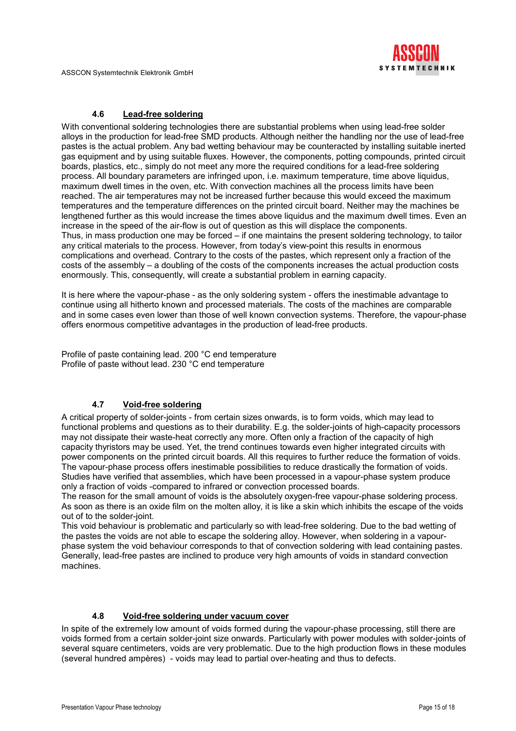### 4.6 Lead-free soldering

With conventional soldering technologies there are substantial problems when using lead-free solder alloys in the production for lead-free SMD products. Although neither the handling nor the use of lead-free pastes is the actual problem. Any bad wetting behaviour may be counteracted by installing suitable inerted gas equipment and by using suitable fluxes. However, the components, potting compounds, printed circuit boards, plastics, etc., simply do not meet any more the required conditions for a lead-free soldering process. All boundary parameters are infringed upon, i.e. maximum temperature, time above liquidus, maximum dwell times in the oven, etc. With convection machines all the process limits have been reached. The air temperatures may not be increased further because this would exceed the maximum temperatures and the temperature differences on the printed circuit board. Neither may the machines be lengthened further as this would increase the times above liquidus and the maximum dwell times. Even an increase in the speed of the air-flow is out of question as this will displace the components.
Thus, in mass production one may be forced – if one maintains the present soldering technology, to tailor any critical materials to the process. However, from today's view-point this results in enormous complications and overhead. Contrary to the costs of the pastes, which represent only a fraction of the costs of the assembly – a doubling of the costs of the components increases the actual production costs enormously. This, consequently, will create a substantial problem in earning capacity.

It is here where the vapour-phase - as the only soldering system - offers the inestimable advantage to continue using all hitherto known and processed materials. The costs of the machines are comparable and in some cases even lower than those of well known convection systems. Therefore, the vapour-phase offers enormous competitive advantages in the production of lead-free products.

Profile of paste containing lead. 200 °C end temperature
Profile of paste without lead. 230 °C end temperature

### 4.7 Void-free soldering

A critical property of solder-joints - from certain sizes onwards, is to form voids, which may lead to functional problems and questions as to their durability. E.g. the solder-joints of high-capacity processors may not dissipate their waste-heat correctly any more. Often only a fraction of the capacity of high capacity thyristors may be used. Yet, the trend continues towards even higher integrated circuits with power components on the printed circuit boards. All this requires to further reduce the formation of voids. The vapour-phase process offers inestimable possibilities to reduce drastically the formation of voids. Studies have verified that assemblies, which have been processed in a vapour-phase system produce only a fraction of voids -compared to infrared or convection processed boards.
The reason for the small amount of voids is the absolutely oxygen-free vapour-phase soldering process. As soon as there is an oxide film on the molten alloy, it is like a skin which inhibits the escape of the voids out of to the solder-joint.
This void behaviour is problematic and particularly so with lead-free soldering. Due to the bad wetting of the pastes the voids are not able to escape the soldering alloy. However, when soldering in a vapour-phase system the void behaviour corresponds to that of convection soldering with lead containing pastes. Generally, lead-free pastes are inclined to produce very high amounts of voids in standard convection machines.

### 4.8 Void-free soldering under vacuum cover

In spite of the extremely low amount of voids formed during the vapour-phase processing, still there are voids formed from a certain solder-joint size onwards. Particularly with power modules with solder-joints of several square centimeters, voids are very problematic. Due to the high production flows in these modules (several hundred ampères) - voids may lead to partial over-heating and thus to defects.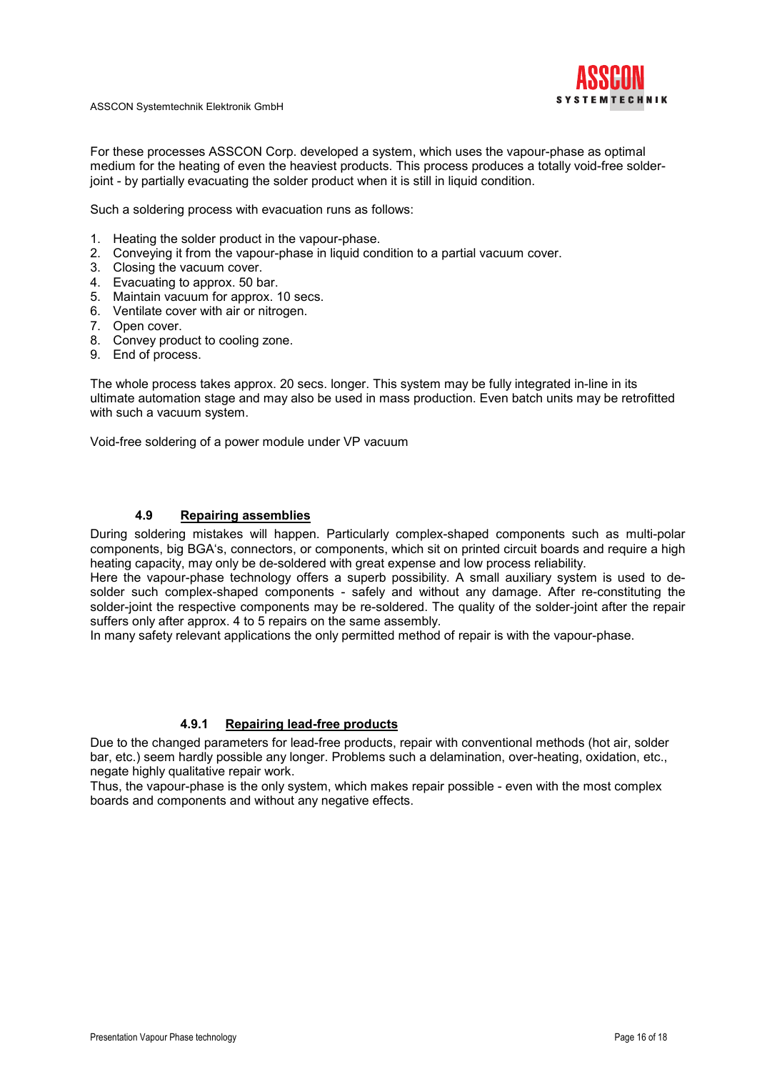For these processes ASSCON Corp. developed a system, which uses the vapour-phase as optimal medium for the heating of even the heaviest products. This process produces a totally void-free solder-joint - by partially evacuating the solder product when it is still in liquid condition.

Such a soldering process with evacuation runs as follows:

1. Heating the solder product in the vapour-phase.
2. Conveying it from the vapour-phase in liquid condition to a partial vacuum cover.
3. Closing the vacuum cover.
4. Evacuating to approx. 50 bar.
5. Maintain vacuum for approx. 10 secs.
6. Ventilate cover with air or nitrogen.
7. Open cover.
8. Convey product to cooling zone.
9. End of process.

The whole process takes approx. 20 secs. longer. This system may be fully integrated in-line in its ultimate automation stage and may also be used in mass production. Even batch units may be retrofitted with such a vacuum system.

Void-free soldering of a power module under VP vacuum

### 4.9 Repairing assemblies

During soldering mistakes will happen. Particularly complex-shaped components such as multi-polar components, big BGA's, connectors, or components, which sit on printed circuit boards and require a high heating capacity, may only be de-soldered with great expense and low process reliability.
Here the vapour-phase technology offers a superb possibility. A small auxiliary system is used to de-solder such complex-shaped components - safely and without any damage. After re-constituting the solder-joint the respective components may be re-soldered. The quality of the solder-joint after the repair suffers only after approx. 4 to 5 repairs on the same assembly.
In many safety relevant applications the only permitted method of repair is with the vapour-phase.

#### 4.9.1 Repairing lead-free products

Due to the changed parameters for lead-free products, repair with conventional methods (hot air, solder bar, etc.) seem hardly possible any longer. Problems such a delamination, over-heating, oxidation, etc., negate highly qualitative repair work.
Thus, the vapour-phase is the only system, which makes repair possible - even with the most complex boards and components and without any negative effects.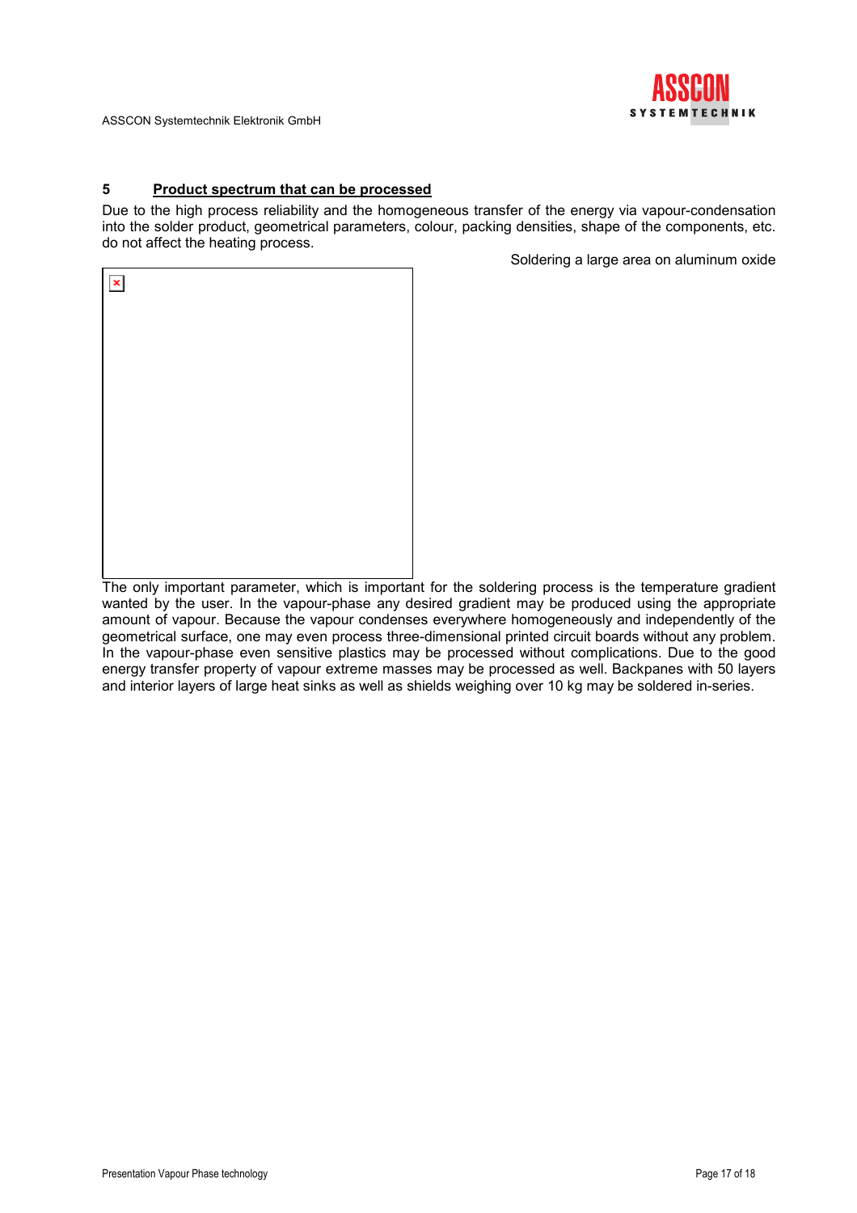## 5 Product spectrum that can be processed

Due to the high process reliability and the homogeneous transfer of the energy via vapour-condensation into the solder product, geometrical parameters, colour, packing densities, shape of the components, etc. do not affect the heating process.

Soldering a large area on aluminum oxide

The only important parameter, which is important for the soldering process is the temperature gradient wanted by the user. In the vapour-phase any desired gradient may be produced using the appropriate amount of vapour. Because the vapour condenses everywhere homogeneously and independently of the geometrical surface, one may even process three-dimensional printed circuit boards without any problem. In the vapour-phase even sensitive plastics may be processed without complications. Due to the good energy transfer property of vapour extreme masses may be processed as well. Backpanes with 50 layers and interior layers of large heat sinks as well as shields weighing over 10 kg may be soldered in-series.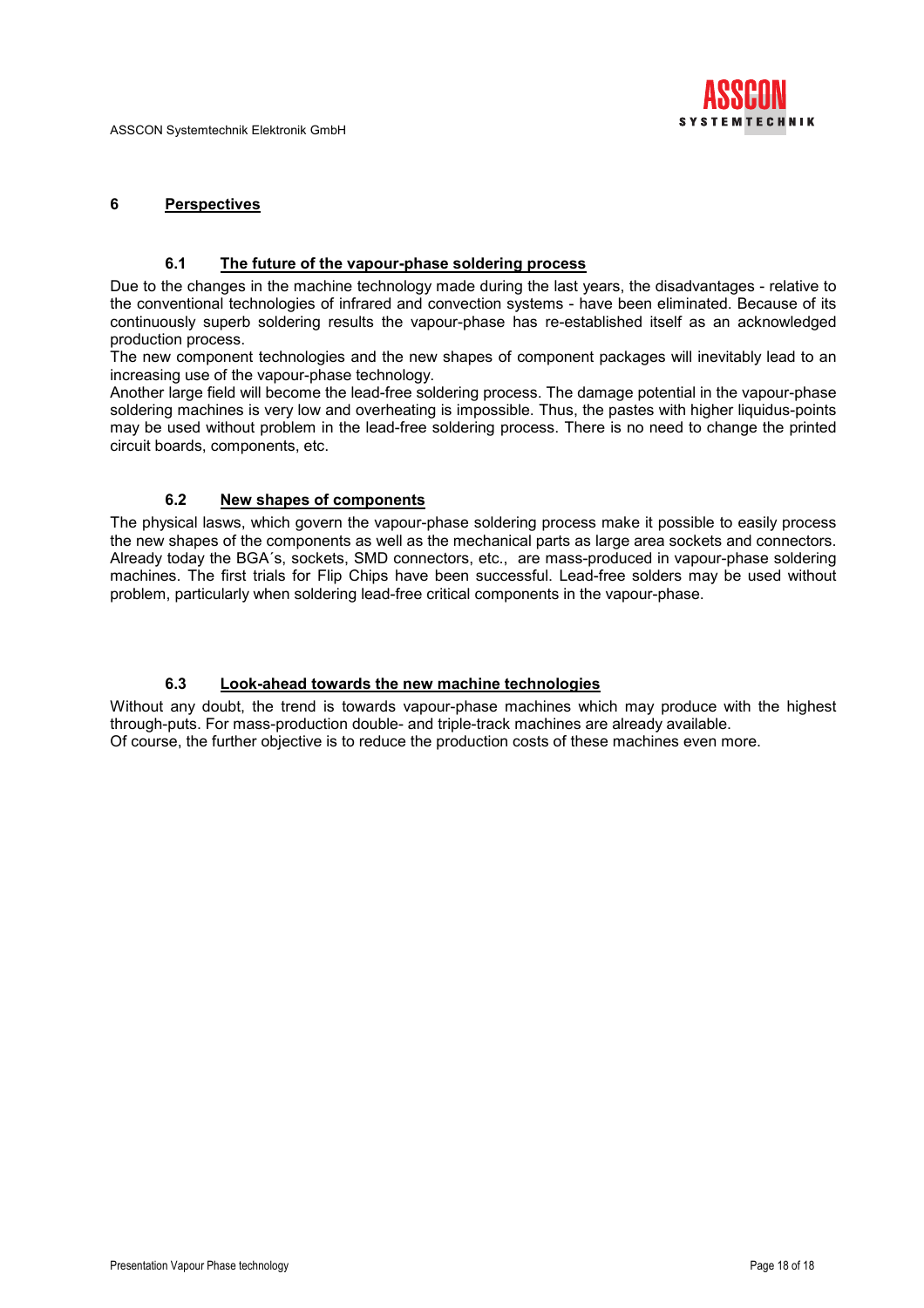# 6 Perspectives

## 6.1 The future of the vapour-phase soldering process

Due to the changes in the machine technology made during the last years, the disadvantages - relative to the conventional technologies of infrared and convection systems - have been eliminated. Because of its continuously superb soldering results the vapour-phase has re-established itself as an acknowledged production process.

The new component technologies and the new shapes of component packages will inevitably lead to an increasing use of the vapour-phase technology.

Another large field will become the lead-free soldering process. The damage potential in the vapour-phase soldering machines is very low and overheating is impossible. Thus, the pastes with higher liquidus-points may be used without problem in the lead-free soldering process. There is no need to change the printed circuit boards, components, etc.

## 6.2 New shapes of components

The physical lasws, which govern the vapour-phase soldering process make it possible to easily process the new shapes of the components as well as the mechanical parts as large area sockets and connectors. Already today the BGA´s, sockets, SMD connectors, etc., are mass-produced in vapour-phase soldering machines. The first trials for Flip Chips have been successful. Lead-free solders may be used without problem, particularly when soldering lead-free critical components in the vapour-phase.

## 6.3 Look-ahead towards the new machine technologies

Without any doubt, the trend is towards vapour-phase machines which may produce with the highest through-puts. For mass-production double- and triple-track machines are already available.

Of course, the further objective is to reduce the production costs of these machines even more.